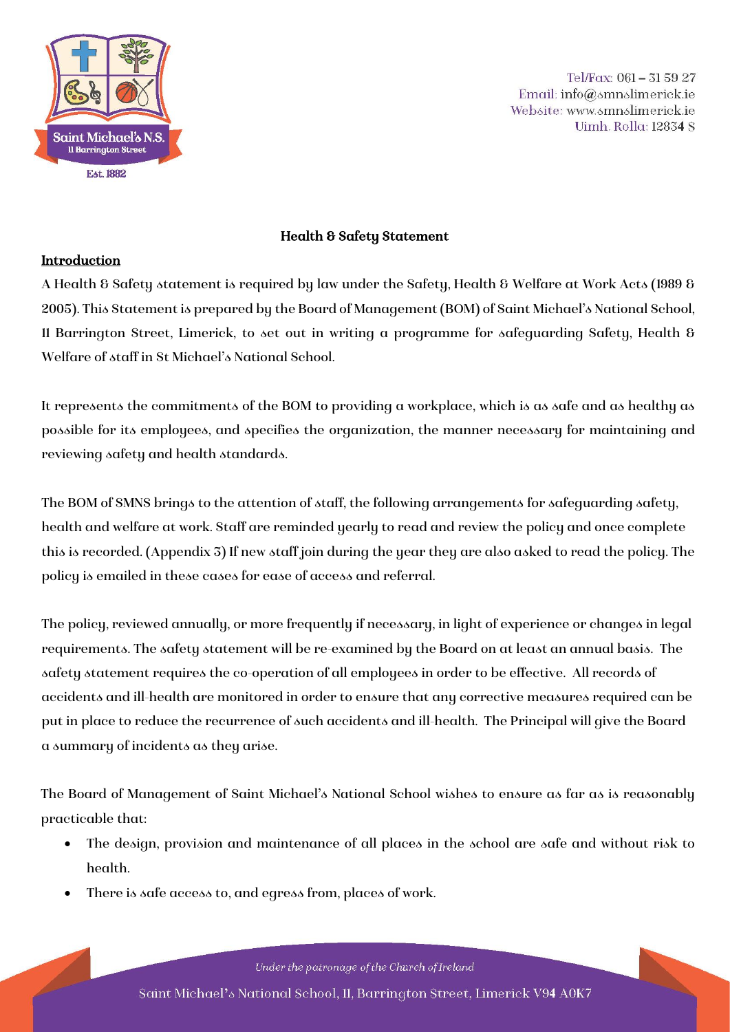Tel/Fax: 061 – 31 59 27
Email: info@smnslimerick.ie
Website: www.smnslimerick.ie
Uimh. Rolla: 12834 S

# Health & Safety Statement

## Introduction

A Health & Safety statement is required by law under the Safety, Health & Welfare at Work Acts (1989 & 2005). This Statement is prepared by the Board of Management (BOM) of Saint Michael's National School, 11 Barrington Street, Limerick, to set out in writing a programme for safeguarding Safety, Health & Welfare of staff in St Michael's National School.

It represents the commitments of the BOM to providing a workplace, which is as safe and as healthy as possible for its employees, and specifies the organization, the manner necessary for maintaining and reviewing safety and health standards.

The BOM of SMNS brings to the attention of staff, the following arrangements for safeguarding safety, health and welfare at work. Staff are reminded yearly to read and review the policy and once complete this is recorded. (Appendix 3) If new staff join during the year they are also asked to read the policy. The policy is emailed in these cases for ease of access and referral.

The policy, reviewed annually, or more frequently if necessary, in light of experience or changes in legal requirements. The safety statement will be re-examined by the Board on at least an annual basis. The safety statement requires the co-operation of all employees in order to be effective. All records of accidents and ill-health are monitored in order to ensure that any corrective measures required can be put in place to reduce the recurrence of such accidents and ill-health. The Principal will give the Board a summary of incidents as they arise.

The Board of Management of Saint Michael's National School wishes to ensure as far as is reasonably practicable that:

- The design, provision and maintenance of all places in the school are safe and without risk to health.
- There is safe access to, and egress from, places of work.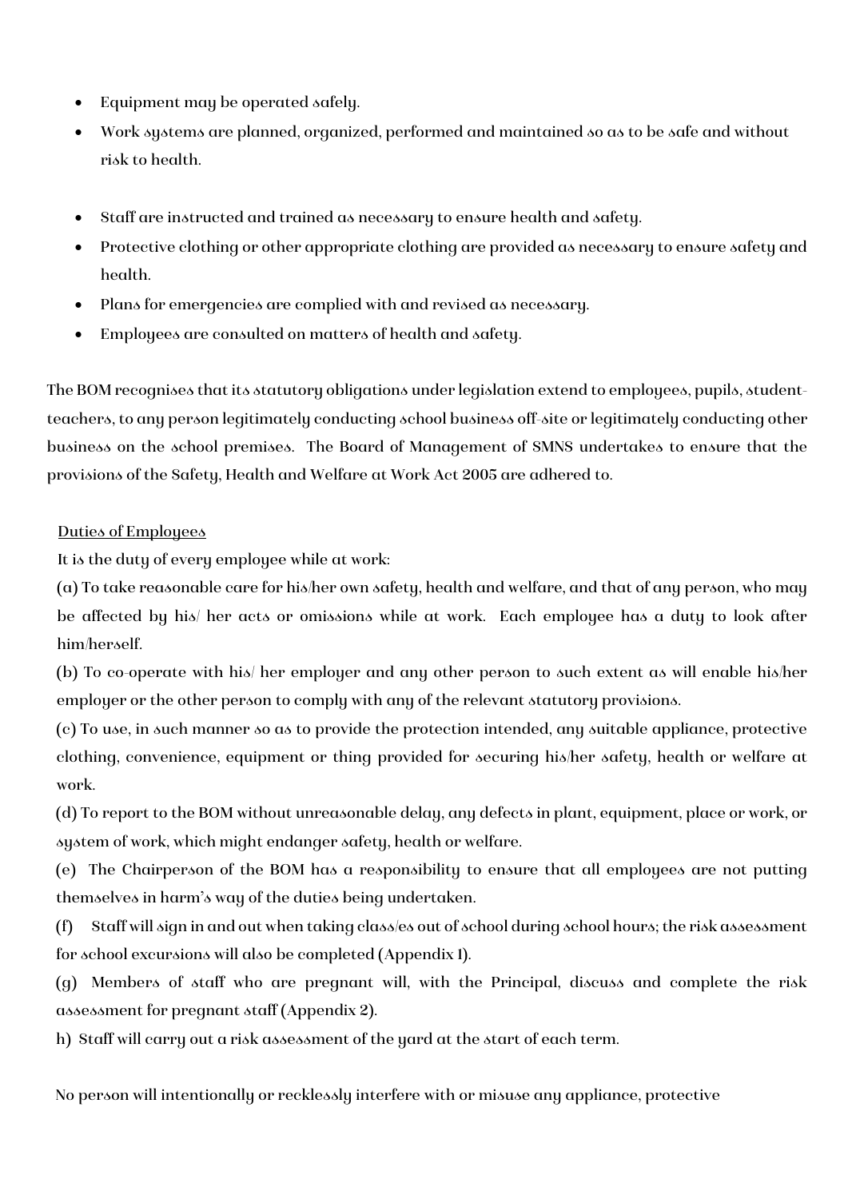- Equipment may be operated safely.
- Work systems are planned, organized, performed and maintained so as to be safe and without risk to health.
- Staff are instructed and trained as necessary to ensure health and safety.
- Protective clothing or other appropriate clothing are provided as necessary to ensure safety and health.
- Plans for emergencies are complied with and revised as necessary.
- Employees are consulted on matters of health and safety.

The BOM recognises that its statutory obligations under legislation extend to employees, pupils, student-teachers, to any person legitimately conducting school business off-site or legitimately conducting other business on the school premises. The Board of Management of SMNS undertakes to ensure that the provisions of the Safety, Health and Welfare at Work Act 2005 are adhered to.

<u>Duties of Employees</u>

It is the duty of every employee while at work:

(a) To take reasonable care for his/her own safety, health and welfare, and that of any person, who may be affected by his/ her acts or omissions while at work. Each employee has a duty to look after him/herself.

(b) To co-operate with his/ her employer and any other person to such extent as will enable his/her employer or the other person to comply with any of the relevant statutory provisions.

(c) To use, in such manner so as to provide the protection intended, any suitable appliance, protective clothing, convenience, equipment or thing provided for securing his/her safety, health or welfare at work.

(d) To report to the BOM without unreasonable delay, any defects in plant, equipment, place or work, or system of work, which might endanger safety, health or welfare.

(e) The Chairperson of the BOM has a responsibility to ensure that all employees are not putting themselves in harm's way of the duties being undertaken.

(f) Staff will sign in and out when taking class/es out of school during school hours; the risk assessment for school excursions will also be completed (Appendix 1).

(g) Members of staff who are pregnant will, with the Principal, discuss and complete the risk assessment for pregnant staff (Appendix 2).

h) Staff will carry out a risk assessment of the yard at the start of each term.

No person will intentionally or recklessly interfere with or misuse any appliance, protective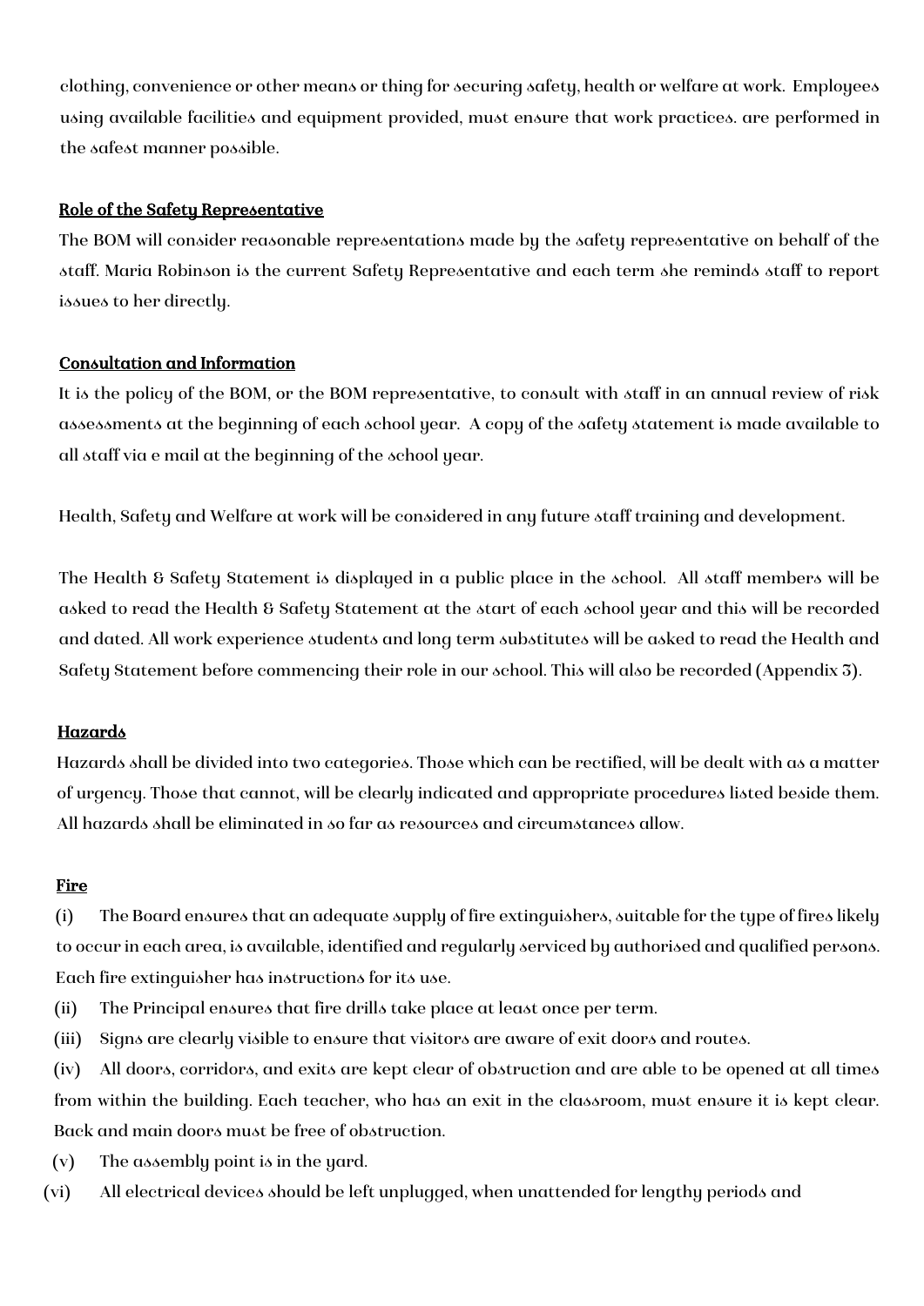clothing, convenience or other means or thing for securing safety, health or welfare at work. Employees using available facilities and equipment provided, must ensure that work practices. are performed in the safest manner possible.

**Role of the Safety Representative**

The BOM will consider reasonable representations made by the safety representative on behalf of the staff. Maria Robinson is the current Safety Representative and each term she reminds staff to report issues to her directly.

**Consultation and Information**

It is the policy of the BOM, or the BOM representative, to consult with staff in an annual review of risk assessments at the beginning of each school year. A copy of the safety statement is made available to all staff via e mail at the beginning of the school year.

Health, Safety and Welfare at work will be considered in any future staff training and development.

The Health & Safety Statement is displayed in a public place in the school. All staff members will be asked to read the Health & Safety Statement at the start of each school year and this will be recorded and dated. All work experience students and long term substitutes will be asked to read the Health and Safety Statement before commencing their role in our school. This will also be recorded (Appendix 3).

**Hazards**

Hazards shall be divided into two categories. Those which can be rectified, will be dealt with as a matter of urgency. Those that cannot, will be clearly indicated and appropriate procedures listed beside them. All hazards shall be eliminated in so far as resources and circumstances allow.

**Fire**

(i) The Board ensures that an adequate supply of fire extinguishers, suitable for the type of fires likely to occur in each area, is available, identified and regularly serviced by authorised and qualified persons. Each fire extinguisher has instructions for its use.

(ii) The Principal ensures that fire drills take place at least once per term.

(iii) Signs are clearly visible to ensure that visitors are aware of exit doors and routes.

(iv) All doors, corridors, and exits are kept clear of obstruction and are able to be opened at all times from within the building. Each teacher, who has an exit in the classroom, must ensure it is kept clear. Back and main doors must be free of obstruction.

(v) The assembly point is in the yard.

(vi) All electrical devices should be left unplugged, when unattended for lengthy periods and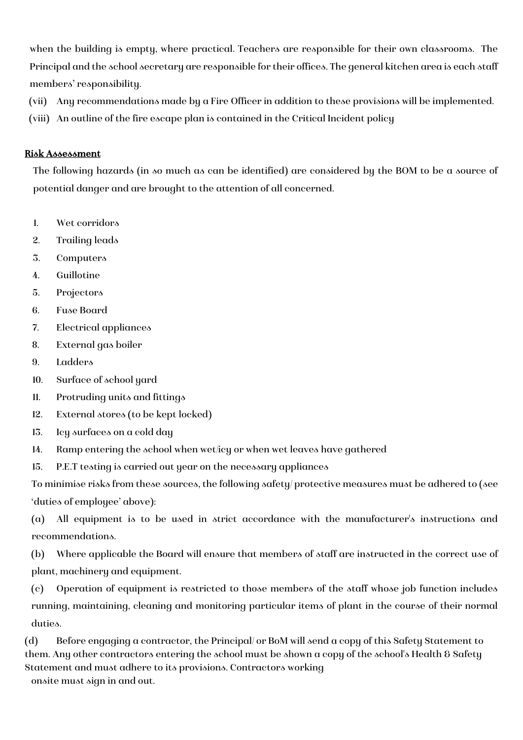when the building is empty, where practical. Teachers are responsible for their own classrooms. The Principal and the school secretary are responsible for their offices. The general kitchen area is each staff members' responsibility.

(vii) Any recommendations made by a Fire Officer in addition to these provisions will be implemented.

(viii) An outline of the fire escape plan is contained in the Critical Incident policy

## Risk Assessment

The following hazards (in so much as can be identified) are considered by the BOM to be a source of potential danger and are brought to the attention of all concerned.

1. Wet corridors
2. Trailing leads
3. Computers
4. Guillotine
5. Projectors
6. Fuse Board
7. Electrical appliances
8. External gas boiler
9. Ladders
10. Surface of school yard
11. Protruding units and fittings
12. External stores (to be kept locked)
13. Icy surfaces on a cold day
14. Ramp entering the school when wet/icy or when wet leaves have gathered
15. P.E.T testing is carried out year on the necessary appliances

To minimise risks from these sources, the following safety/ protective measures must be adhered to (see 'duties of employee' above):

(a) All equipment is to be used in strict accordance with the manufacturer's instructions and recommendations.

(b) Where applicable the Board will ensure that members of staff are instructed in the correct use of plant, machinery and equipment.

(c) Operation of equipment is restricted to those members of the staff whose job function includes running, maintaining, cleaning and monitoring particular items of plant in the course of their normal duties.

(d) Before engaging a contractor, the Principal/ or BoM will send a copy of this Safety Statement to them. Any other contractors entering the school must be shown a copy of the school's Health & Safety Statement and must adhere to its provisions. Contractors working onsite must sign in and out.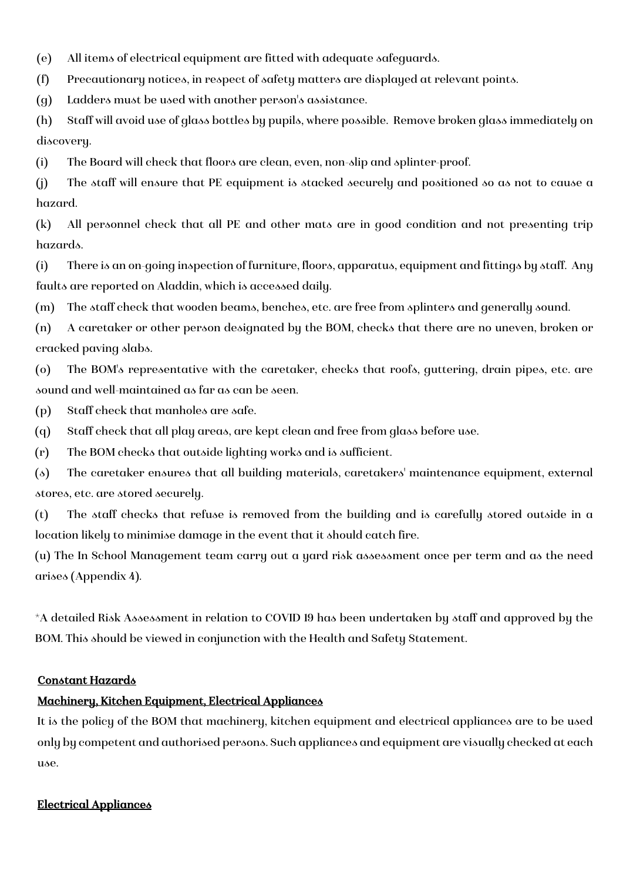(e) All items of electrical equipment are fitted with adequate safeguards.

(f) Precautionary notices, in respect of safety matters are displayed at relevant points.

(g) Ladders must be used with another person's assistance.

(h) Staff will avoid use of glass bottles by pupils, where possible. Remove broken glass immediately on discovery.

(i) The Board will check that floors are clean, even, non-slip and splinter-proof.

(j) The staff will ensure that PE equipment is stacked securely and positioned so as not to cause a hazard.

(k) All personnel check that all PE and other mats are in good condition and not presenting trip hazards.

(i) There is an on-going inspection of furniture, floors, apparatus, equipment and fittings by staff. Any faults are reported on Aladdin, which is accessed daily.

(m) The staff check that wooden beams, benches, etc. are free from splinters and generally sound.

(n) A caretaker or other person designated by the BOM, checks that there are no uneven, broken or cracked paving slabs.

(o) The BOM's representative with the caretaker, checks that roofs, guttering, drain pipes, etc. are sound and well-maintained as far as can be seen.

(p) Staff check that manholes are safe.

(q) Staff check that all play areas, are kept clean and free from glass before use.

(r) The BOM checks that outside lighting works and is sufficient.

(s) The caretaker ensures that all building materials, caretakers' maintenance equipment, external stores, etc. are stored securely.

(t) The staff checks that refuse is removed from the building and is carefully stored outside in a location likely to minimise damage in the event that it should catch fire.

(u) The In School Management team carry out a yard risk assessment once per term and as the need arises (Appendix 4).

*A detailed Risk Assessment in relation to COVID 19 has been undertaken by staff and approved by the BOM. This should be viewed in conjunction with the Health and Safety Statement.

## Constant Hazards

### Machinery, Kitchen Equipment, Electrical Appliances

It is the policy of the BOM that machinery, kitchen equipment and electrical appliances are to be used only by competent and authorised persons. Such appliances and equipment are visually checked at each use.

### Electrical Appliances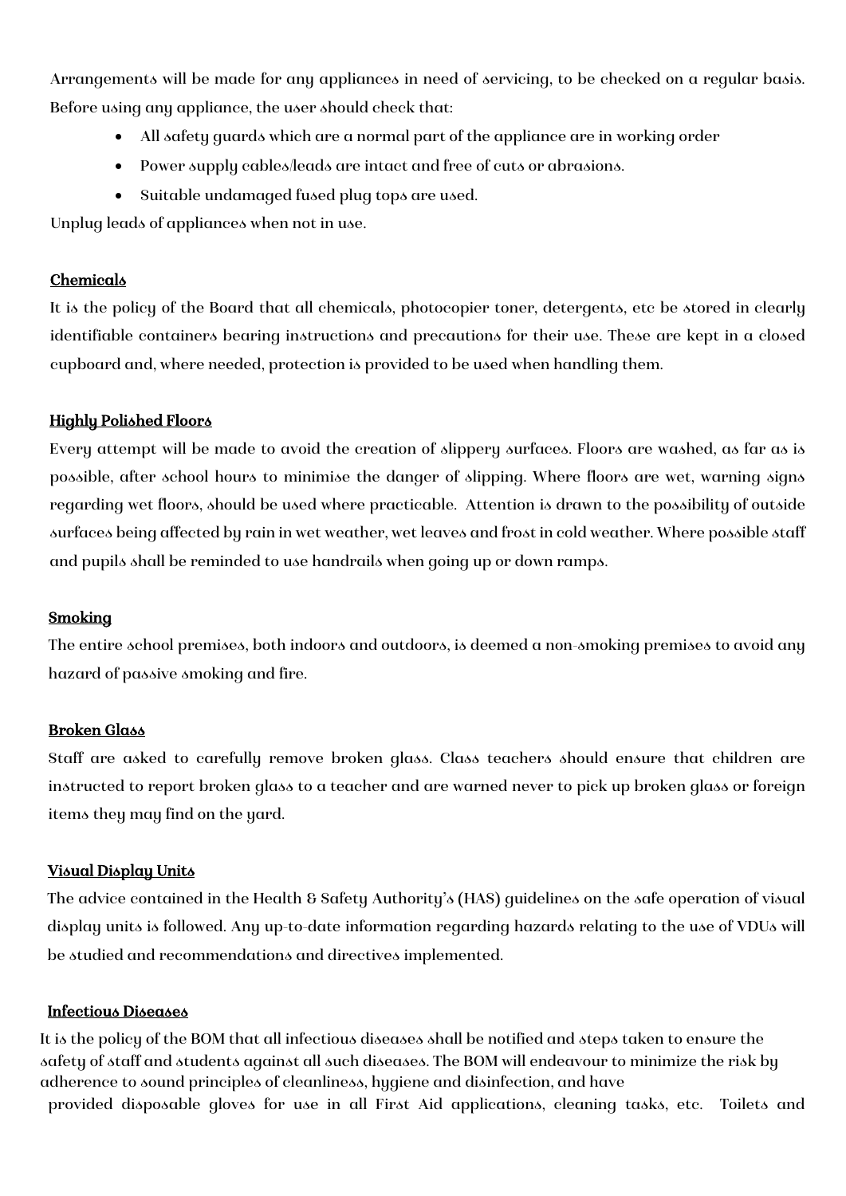Arrangements will be made for any appliances in need of servicing, to be checked on a regular basis. Before using any appliance, the user should check that:

- All safety guards which are a normal part of the appliance are in working order
- Power supply cables/leads are intact and free of cuts or abrasions.
- Suitable undamaged fused plug tops are used.

Unplug leads of appliances when not in use.

**Chemicals**

It is the policy of the Board that all chemicals, photocopier toner, detergents, etc be stored in clearly identifiable containers bearing instructions and precautions for their use. These are kept in a closed cupboard and, where needed, protection is provided to be used when handling them.

**Highly Polished Floors**

Every attempt will be made to avoid the creation of slippery surfaces. Floors are washed, as far as is possible, after school hours to minimise the danger of slipping. Where floors are wet, warning signs regarding wet floors, should be used where practicable. Attention is drawn to the possibility of outside surfaces being affected by rain in wet weather, wet leaves and frost in cold weather. Where possible staff and pupils shall be reminded to use handrails when going up or down ramps.

**Smoking**

The entire school premises, both indoors and outdoors, is deemed a non-smoking premises to avoid any hazard of passive smoking and fire.

**Broken Glass**

Staff are asked to carefully remove broken glass. Class teachers should ensure that children are instructed to report broken glass to a teacher and are warned never to pick up broken glass or foreign items they may find on the yard.

**Visual Display Units**

The advice contained in the Health & Safety Authority's (HAS) guidelines on the safe operation of visual display units is followed. Any up-to-date information regarding hazards relating to the use of VDUs will be studied and recommendations and directives implemented.

**Infectious Diseases**

It is the policy of the BOM that all infectious diseases shall be notified and steps taken to ensure the safety of staff and students against all such diseases. The BOM will endeavour to minimize the risk by adherence to sound principles of cleanliness, hygiene and disinfection, and have provided disposable gloves for use in all First Aid applications, cleaning tasks, etc. Toilets and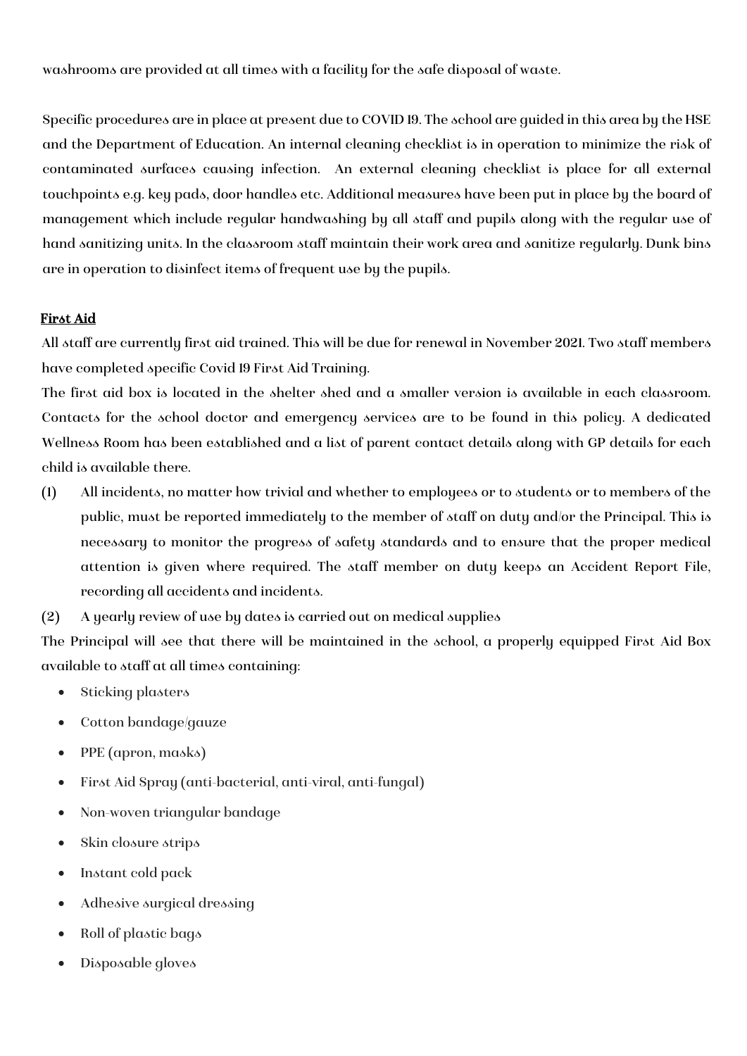washrooms are provided at all times with a facility for the safe disposal of waste.

Specific procedures are in place at present due to COVID 19. The school are guided in this area by the HSE and the Department of Education. An internal cleaning checklist is in operation to minimize the risk of contaminated surfaces causing infection. An external cleaning checklist is place for all external touchpoints e.g. key pads, door handles etc. Additional measures have been put in place by the board of management which include regular handwashing by all staff and pupils along with the regular use of hand sanitizing units. In the classroom staff maintain their work area and sanitize regularly. Dunk bins are in operation to disinfect items of frequent use by the pupils.

## First Aid

All staff are currently first aid trained. This will be due for renewal in November 2021. Two staff members have completed specific Covid 19 First Aid Training.

The first aid box is located in the shelter shed and a smaller version is available in each classroom. Contacts for the school doctor and emergency services are to be found in this policy. A dedicated Wellness Room has been established and a list of parent contact details along with GP details for each child is available there.

(1) All incidents, no matter how trivial and whether to employees or to students or to members of the public, must be reported immediately to the member of staff on duty and/or the Principal. This is necessary to monitor the progress of safety standards and to ensure that the proper medical attention is given where required. The staff member on duty keeps an Accident Report File, recording all accidents and incidents.

(2) A yearly review of use by dates is carried out on medical supplies

The Principal will see that there will be maintained in the school, a properly equipped First Aid Box available to staff at all times containing:

- Sticking plasters
- Cotton bandage/gauze
- PPE (apron, masks)
- First Aid Spray (anti-bacterial, anti-viral, anti-fungal)
- Non-woven triangular bandage
- Skin closure strips
- Instant cold pack
- Adhesive surgical dressing
- Roll of plastic bags
- Disposable gloves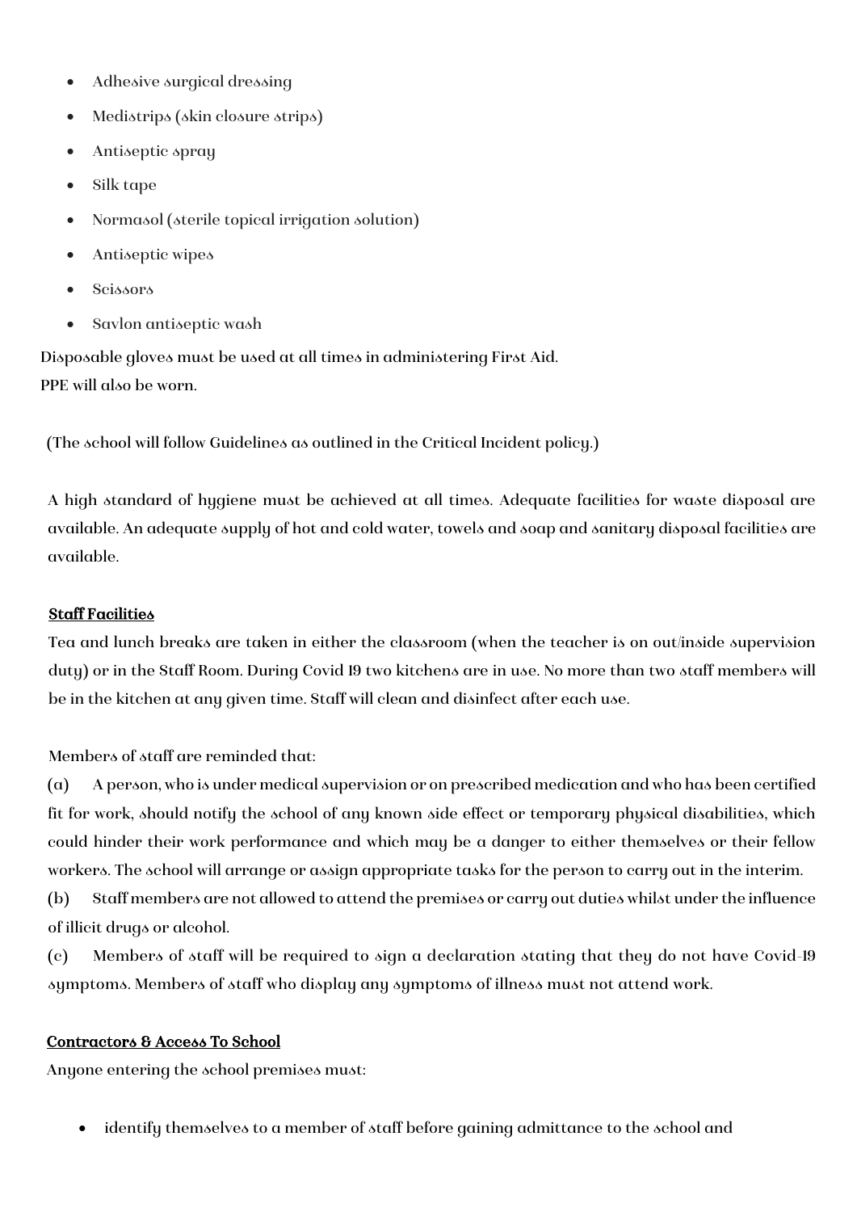- Adhesive surgical dressing
- Medistrips (skin closure strips)
- Antiseptic spray
- Silk tape
- Normasol (sterile topical irrigation solution)
- Antiseptic wipes
- Scissors
- Savlon antiseptic wash

Disposable gloves must be used at all times in administering First Aid.
PPE will also be worn.

(The school will follow Guidelines as outlined in the Critical Incident policy.)

A high standard of hygiene must be achieved at all times. Adequate facilities for waste disposal are available. An adequate supply of hot and cold water, towels and soap and sanitary disposal facilities are available.

## Staff Facilities

Tea and lunch breaks are taken in either the classroom (when the teacher is on out/inside supervision duty) or in the Staff Room. During Covid 19 two kitchens are in use. No more than two staff members will be in the kitchen at any given time. Staff will clean and disinfect after each use.

Members of staff are reminded that:

(a) A person, who is under medical supervision or on prescribed medication and who has been certified fit for work, should notify the school of any known side effect or temporary physical disabilities, which could hinder their work performance and which may be a danger to either themselves or their fellow workers. The school will arrange or assign appropriate tasks for the person to carry out in the interim.

(b) Staff members are not allowed to attend the premises or carry out duties whilst under the influence of illicit drugs or alcohol.

(c) Members of staff will be required to sign a declaration stating that they do not have Covid-19 symptoms. Members of staff who display any symptoms of illness must not attend work.

## Contractors & Access To School

Anyone entering the school premises must:

- identify themselves to a member of staff before gaining admittance to the school and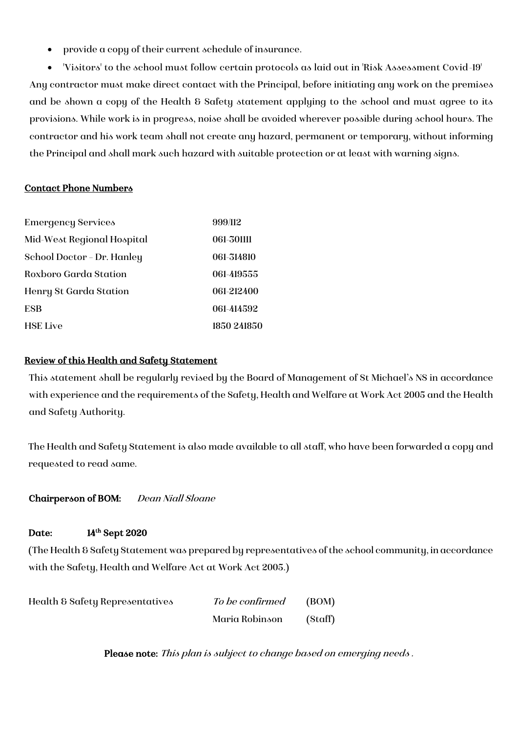- provide a copy of their current schedule of insurance.
- 'Visitors' to the school must follow certain protocols as laid out in 'Risk Assessment Covid-19'

Any contractor must make direct contact with the Principal, before initiating any work on the premises and be shown a copy of the Health & Safety statement applying to the school and must agree to its provisions. While work is in progress, noise shall be avoided wherever possible during school hours. The contractor and his work team shall not create any hazard, permanent or temporary, without informing the Principal and shall mark such hazard with suitable protection or at least with warning signs.

## Contact Phone Numbers

| | |
|---|---|
| Emergency Services | 999/112 |
| Mid-West Regional Hospital | 061-301111 |
| School Doctor - Dr. Hanley | 061-314810 |
| Roxboro Garda Station | 061-419555 |
| Henry St Garda Station | 061-212400 |
| ESB | 061-414592 |
| HSE Live | 1850 241850 |

## Review of this Health and Safety Statement

This statement shall be regularly revised by the Board of Management of St Michael's NS in accordance with experience and the requirements of the Safety, Health and Welfare at Work Act 2005 and the Health and Safety Authority.

The Health and Safety Statement is also made available to all staff, who have been forwarded a copy and requested to read same.

**Chairperson of BOM:** *Dean Niall Sloane*

**Date: 14th Sept 2020**

(The Health & Safety Statement was prepared by representatives of the school community, in accordance with the Safety, Health and Welfare Act at Work Act 2005.)

| | | |
|---|---|---|
| Health & Safety Representatives | *To be confirmed* | (BOM) |
| | Maria Robinson | (Staff) |

**Please note:** *This plan is subject to change based on emerging needs .*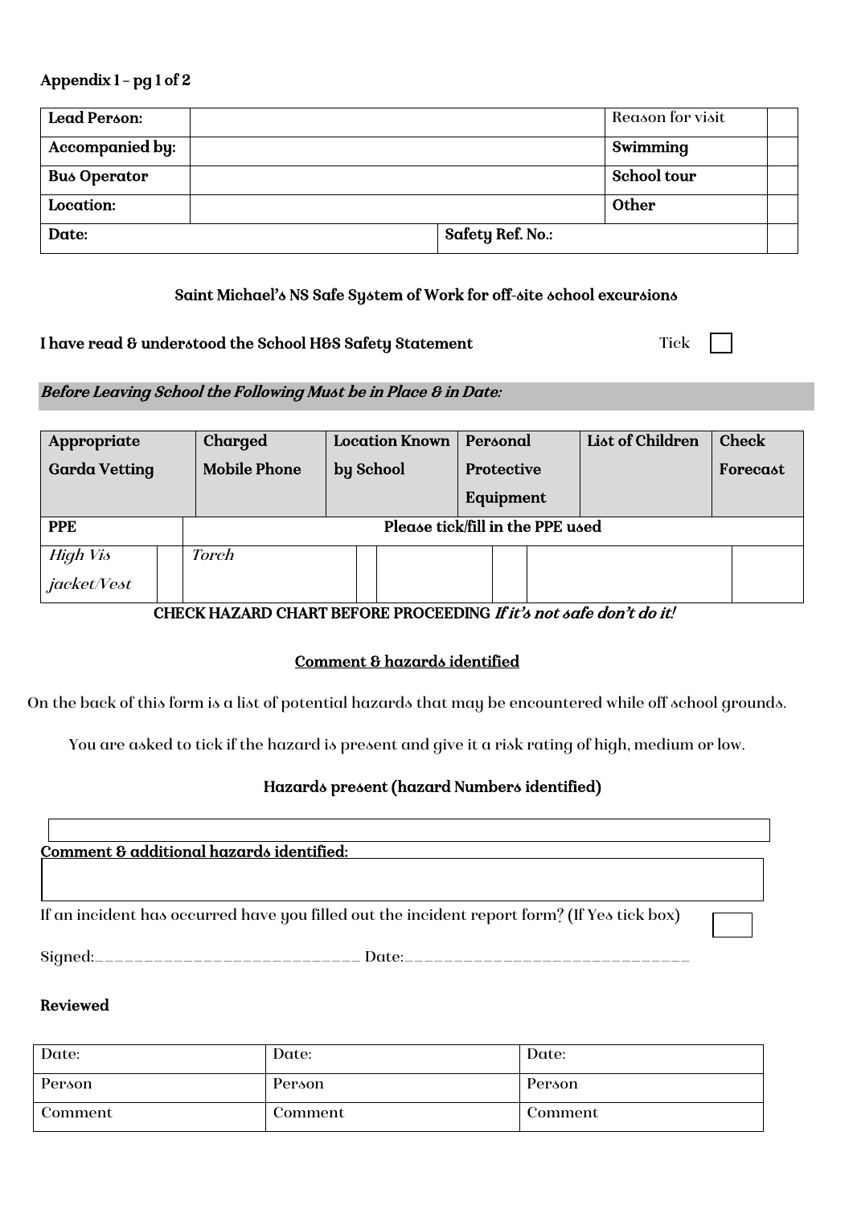Appendix 1 – pg 1 of 2

| **Lead Person:** | | Reason for visit | |
|---|---|---|---|
| **Accompanied by:** | | **Swimming** | |
| **Bus Operator** | | **School tour** | |
| **Location:** | | **Other** | |
| **Date:** | **Safety Ref. No.:** | | |

**Saint Michael's NS Safe System of Work for off-site school excursions**

**I have read & understood the School H&S Safety Statement** Tick ☐

***Before Leaving School the Following Must be in Place & in Date:***

| **Appropriate Garda Vetting** | **Charged Mobile Phone** | **Location Known by School** | **Personal Protective Equipment** | **List of Children** | **Check Forecast** |
|---|---|---|---|---|---|

| **PPE** | **Please tick/fill in the PPE used** | | | | | | |
|---|---|---|---|---|---|---|---|
| *High Vis jacket/Vest* | | *Torch* | | | | | |

**CHECK HAZARD CHART BEFORE PROCEEDING** ***If it's not safe don't do it!***

**Comment & hazards identified**

On the back of this form is a list of potential hazards that may be encountered while off school grounds.

You are asked to tick if the hazard is present and give it a risk rating of high, medium or low.

**Hazards present (hazard Numbers identified)**

**Comment & additional hazards identified:**

If an incident has occurred have you filled out the incident report form? (If Yes tick box) ☐

Signed:___________________________ Date:_____________________________

**Reviewed**

| Date: | Date: | Date: |
|---|---|---|
| Person | Person | Person |
| Comment | Comment | Comment |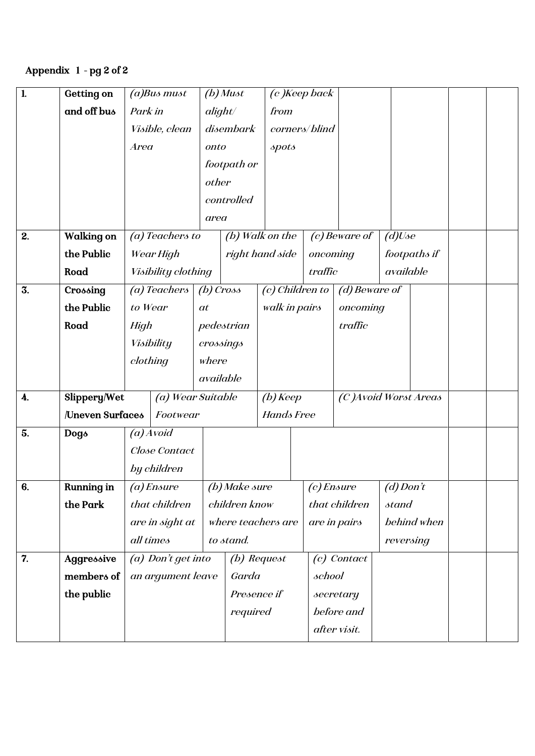**Appendix 1 - pg 2 of 2**

| | | | | | | | |
|---|---|---|---|---|---|---|---|
| **1.** | **Getting on and off bus** | *(a)Bus must Park in Visible, clean Area* | *(b) Must alight/ disembark onto footpath or other controlled area* | *(c )Keep back from corners/ blind spots* | | | |
| **2.** | **Walking on the Public Road** | *(a) Teachers to Wear High Visibility clothing* | *(b) Walk on the right hand side* | *(c) Beware of oncoming traffic* | *(d)Use footpaths if available* | | |
| **3.** | **Crossing the Public Road** | *(a) Teachers to Wear High Visibility clothing* | *(b) Cross at pedestrian crossings where available* | *(c) Children to walk in pairs* | *(d) Beware of oncoming traffic* | | |
| **4.** | **Slippery/Wet /Uneven Surfaces** | *(a) Wear Suitable Footwear* | *(b) Keep Hands Free* | *(C )Avoid Worst Areas* | | | |
| **5.** | **Dogs** | *(a) Avoid Close Contact by children* | | | | | |
| **6.** | **Running in the Park** | *(a) Ensure that children are in sight at all times* | *(b) Make sure children know where teachers are to stand.* | *(c) Ensure that children are in pairs* | *(d) Don't stand behind when reversing* | | |
| **7.** | **Aggressive members of the public** | *(a) Don't get into an argument leave* | *(b) Request Garda Presence if required* | *(c) Contact school secretary before and after visit.* | | | |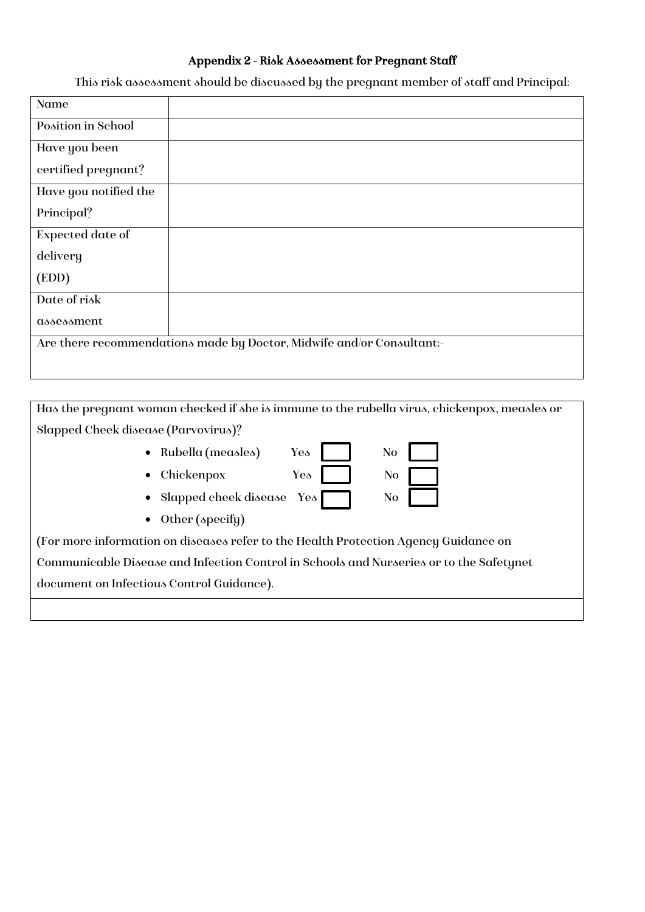## Appendix 2 - Risk Assessment for Pregnant Staff

This risk assessment should be discussed by the pregnant member of staff and Principal:

| Name | |
|---|---|
| Position in School | |
| Have you been certified pregnant? | |
| Have you notified the Principal? | |
| Expected date of delivery (EDD) | |
| Date of risk assessment | |
| Are there recommendations made by Doctor, Midwife and/or Consultant:- | |

Has the pregnant woman checked if she is immune to the rubella virus, chickenpox, measles or Slapped Cheek disease (Parvovirus)?

- Rubella (measles) Yes ☐ No ☐
- Chickenpox Yes ☐ No ☐
- Slapped cheek disease Yes ☐ No ☐
- Other (specify)

(For more information on diseases refer to the Health Protection Agency Guidance on Communicable Disease and Infection Control in Schools and Nurseries or to the Safetynet document on Infectious Control Guidance).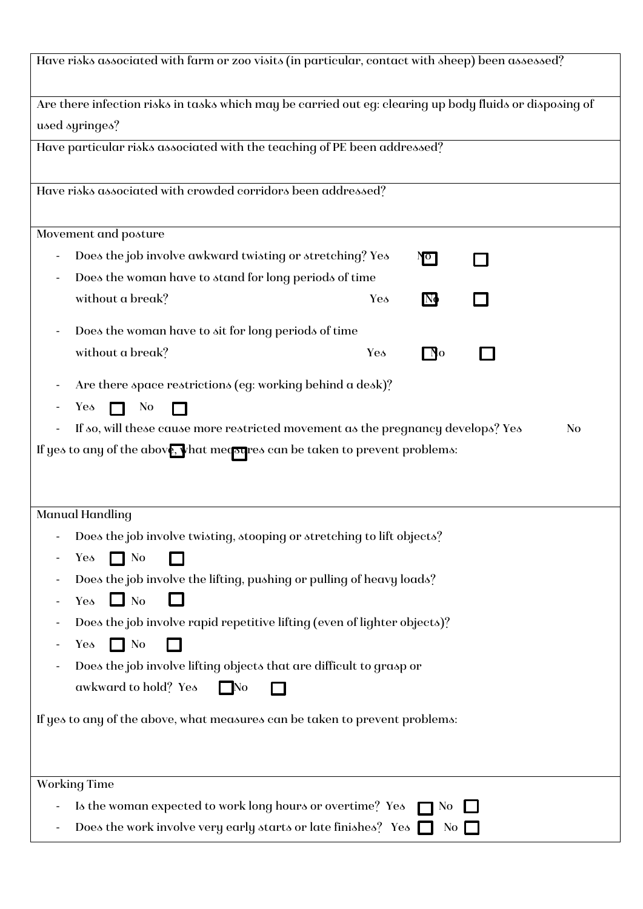| |
|---|
| Have risks associated with farm or zoo visits (in particular, contact with sheep) been assessed? |
| Are there infection risks in tasks which may be carried out eg: clearing up body fluids or disposing of used syringes? |
| Have particular risks associated with the teaching of PE been addressed? |
| Have risks associated with crowded corridors been addressed? |
| Movement and posture<br>- Does the job involve awkward twisting or stretching? Yes ☐ No ☐<br>- Does the woman have to stand for long periods of time without a break? Yes ☐ No ☐<br>- Does the woman have to sit for long periods of time without a break? Yes ☐ No ☐<br>- Are there space restrictions (eg: working behind a desk)?<br>- Yes ☐ No ☐<br>- If so, will these cause more restricted movement as the pregnancy develops? Yes ☐ No ☐<br>If yes to any of the above, what measures can be taken to prevent problems: |
| Manual Handling<br>- Does the job involve twisting, stooping or stretching to lift objects?<br>- Yes ☐ No ☐<br>- Does the job involve the lifting, pushing or pulling of heavy loads?<br>- Yes ☐ No ☐<br>- Does the job involve rapid repetitive lifting (even of lighter objects)?<br>- Yes ☐ No ☐<br>- Does the job involve lifting objects that are difficult to grasp or awkward to hold? Yes ☐ No ☐<br>If yes to any of the above, what measures can be taken to prevent problems: |
| Working Time<br>- Is the woman expected to work long hours or overtime? Yes ☐ No ☐<br>- Does the work involve very early starts or late finishes? Yes ☐ No ☐ |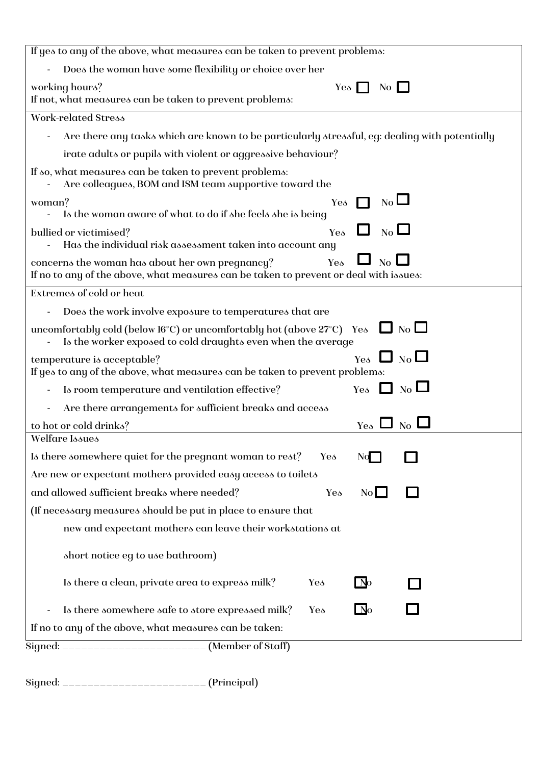If yes to any of the above, what measures can be taken to prevent problems:

- Does the woman have some flexibility or choice over her working hours? Yes ☐ No ☐

If not, what measures can be taken to prevent problems:

**Work-related Stress**

- Are there any tasks which are known to be particularly stressful, eg: dealing with potentially irate adults or pupils with violent or aggressive behaviour?

If so, what measures can be taken to prevent problems:

- Are colleagues, BOM and ISM team supportive toward the woman? Yes ☐ No ☐
- Is the woman aware of what to do if she feels she is being bullied or victimised? Yes ☐ No ☐
- Has the individual risk assessment taken into account any concerns the woman has about her own pregnancy? Yes ☐ No ☐

If no to any of the above, what measures can be taken to prevent or deal with issues:

**Extremes of cold or heat**

- Does the work involve exposure to temperatures that are uncomfortably cold (below 16°C) or uncomfortably hot (above 27°C) Yes ☐ No ☐
- Is the worker exposed to cold draughts even when the average temperature is acceptable? Yes ☐ No ☐

If yes to any of the above, what measures can be taken to prevent problems:

- Is room temperature and ventilation effective? Yes ☐ No ☐
- Are there arrangements for sufficient breaks and access to hot or cold drinks? Yes ☐ No ☐

**Welfare Issues**

Is there somewhere quiet for the pregnant woman to rest? Yes ☐ No ☐

Are new or expectant mothers provided easy access to toilets and allowed sufficient breaks where needed? Yes ☐ No ☐

(If necessary measures should be put in place to ensure that new and expectant mothers can leave their workstations at short notice eg to use bathroom)

Is there a clean, private area to express milk? Yes ☐ No ☐

- Is there somewhere safe to store expressed milk? Yes ☐ No ☐

If no to any of the above, what measures can be taken:

Signed: ______________________ (Member of Staff)

Signed: ______________________ (Principal)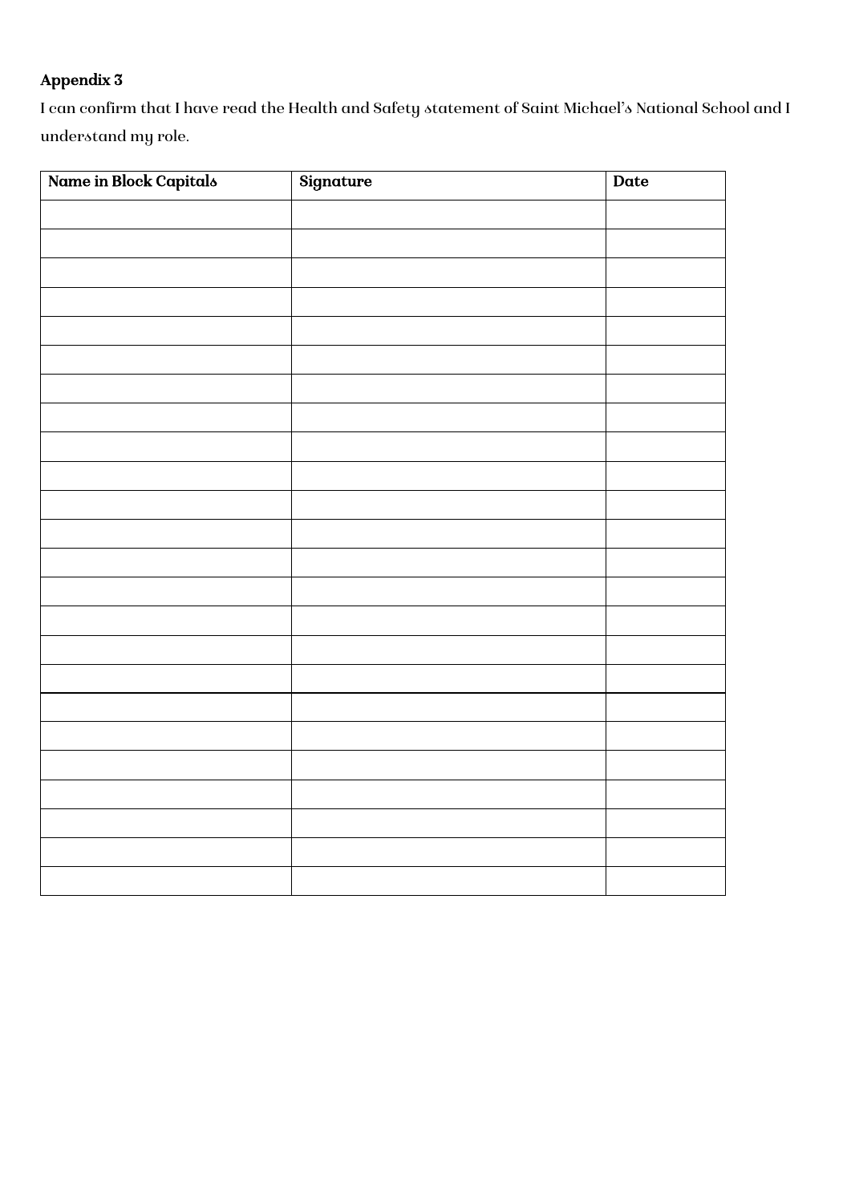**Appendix 3**

I can confirm that I have read the Health and Safety statement of Saint Michael's National School and I understand my role.

| Name in Block Capitals | Signature | Date |
|---|---|---|
| | | |
| | | |
| | | |
| | | |
| | | |
| | | |
| | | |
| | | |
| | | |
| | | |
| | | |
| | | |
| | | |
| | | |
| | | |
| | | |
| | | |
| | | |
| | | |
| | | |
| | | |
| | | |
| | | |
| | | |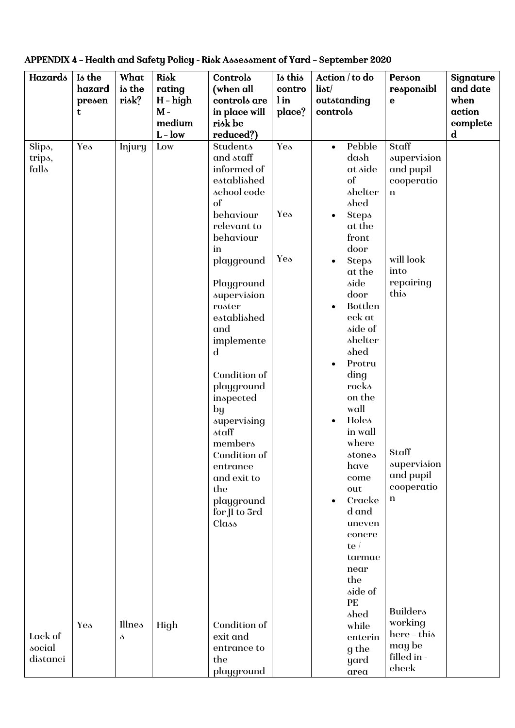**APPENDIX 4 - Health and Safety Policy - Risk Assessment of Yard – September 2020**

| Hazards | Is the hazard present | What is the risk? | Risk rating H – high M - medium L – low | Controls (when all controls are in place will risk be reduced?) | Is this control in place? | Action / to do list/ outstanding controls | Person responsible | Signature and date when action completed |
|---|---|---|---|---|---|---|---|---|
| Slips, trips, falls | Yes | Injury | Low | Students and staff informed of established school code of behaviour relevant to behaviour in playground<br><br>Playground supervision roster established and implemented<br><br>Condition of playground inspected by supervising staff members<br>Condition of entrance and exit to the playground for JI to 3rd Class | Yes<br><br>Yes<br><br>Yes | • Pebble dash at side of shelter shed<br>• Steps at the front door<br>• Steps at the side door<br>• Bottleneck at side of shelter shed<br>• Protruding rocks on the wall<br>• Holes in wall where stones have come out<br>• Cracked and uneven concrete / tarmac near the side of PE shed while entering the yard area | Staff supervision and pupil cooperation<br><br>will look into repairing this<br><br>Staff supervision and pupil cooperation<br><br>Builders working here - this may be filled in - check | |
| Lack of social distanci | Yes | Illness | High | Condition of exit and entrance to the playground | | | | |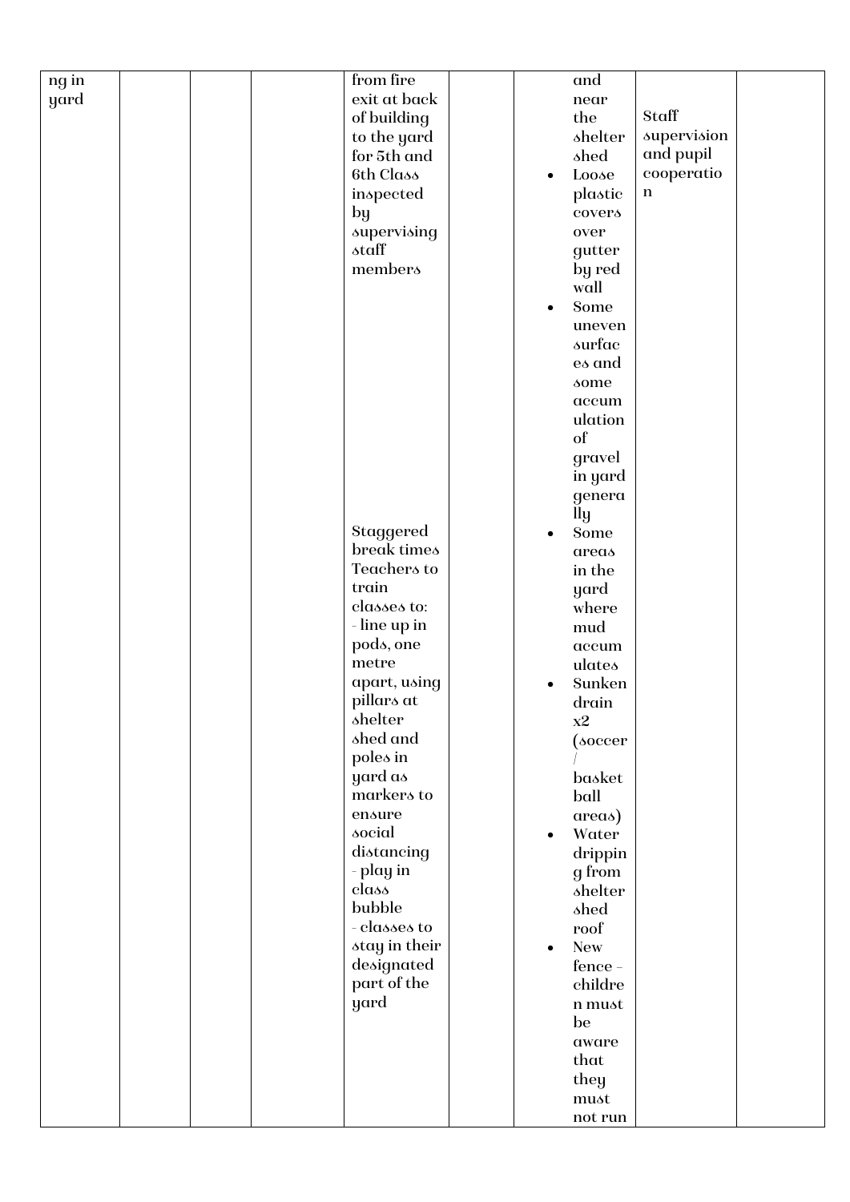| | | | | | | | | |
|---|---|---|---|---|---|---|---|---|
| ng in yard | | | | from fire exit at back of building to the yard for 5th and 6th Class inspected by supervising staff members<br><br>Staggered break times<br>Teachers to train classes to:<br>- line up in pods, one metre apart, using pillars at shelter shed and poles in yard as markers to ensure social distancing<br>- play in class bubble<br>- classes to stay in their designated part of the yard | | and near the shelter shed<br>• Loose plastic covers over gutter by red wall<br>• Some uneven surfaces and some accumulation of gravel in yard generally<br>• Some areas in the yard where mud accumulates<br>• Sunken drain x2 (soccer / basket ball areas)<br>• Water dripping from shelter shed roof<br>• New fence – children must be aware that they must not run | Staff supervision and pupil cooperation | |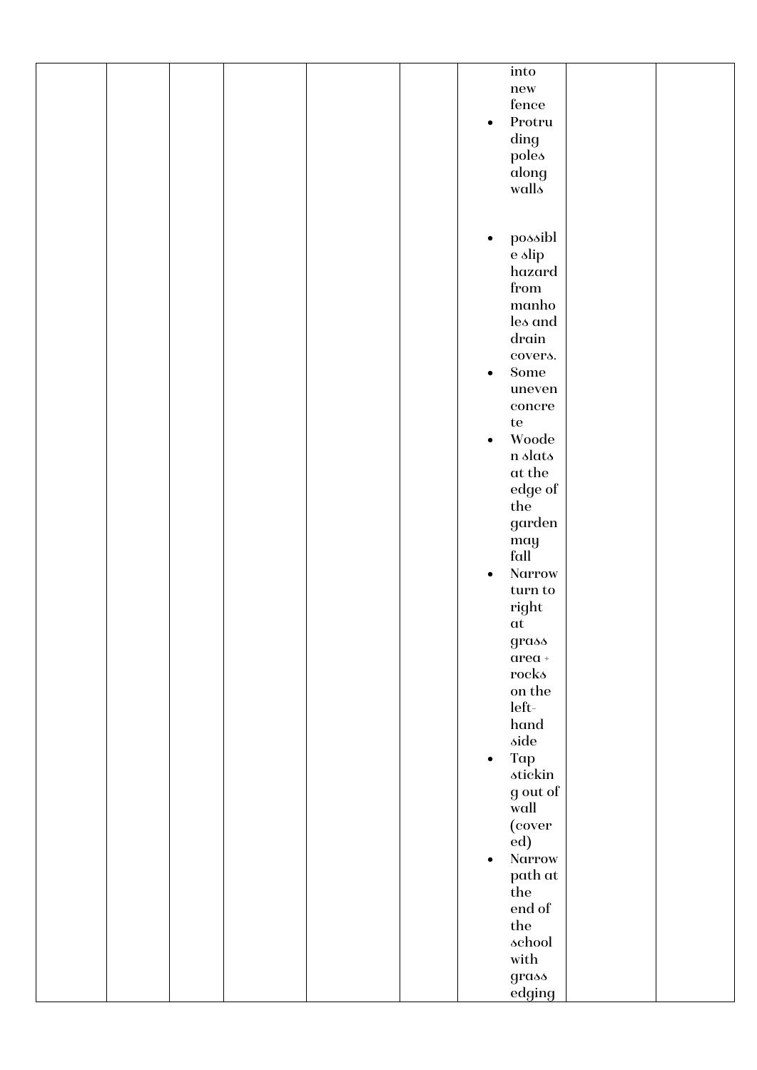|  |  |  |  |  |  |  |  |  |
|---|---|---|---|---|---|---|---|---|
|  |  |  |  |  |  | into new fence<br>• Protruding poles along walls<br><br>• possible slip hazard from manholes and drain covers.<br>• Some uneven concrete<br>• Wooden slats at the edge of the garden may fall<br>• Narrow turn to right at grass area + rocks on the left-hand side<br>• Tap sticking out of wall (covered)<br>• Narrow path at the end of the school with grass edging |  |  |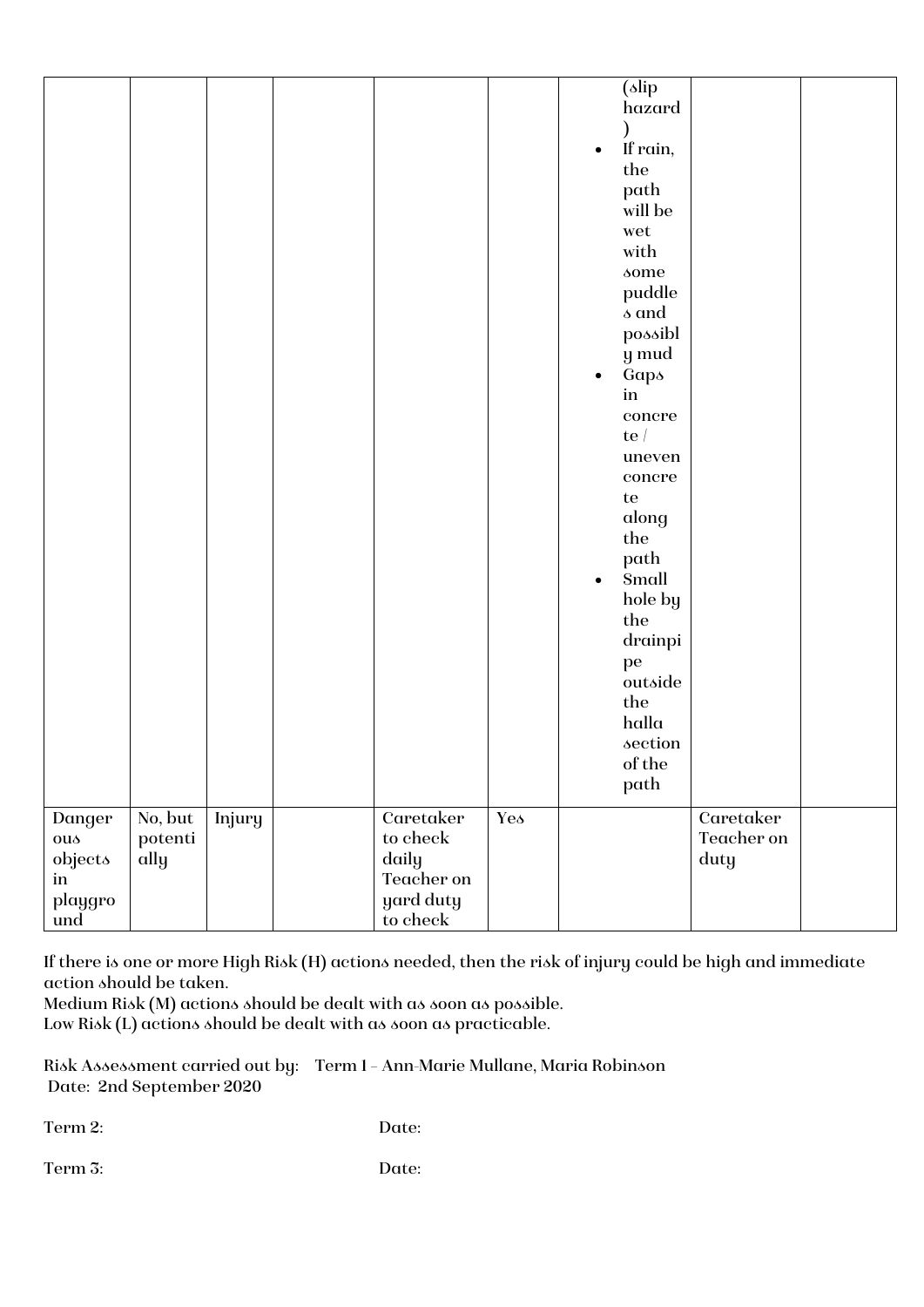| | | | | | | | | |
|---|---|---|---|---|---|---|---|---|
| | | | | | | (slip hazard) <br>• If rain, the path will be wet with some puddles and possibly mud <br>• Gaps in concrete / uneven concrete along the path <br>• Small hole by the drainpipe outside the halla section of the path | | |
| Dangerous objects in playground | No, but potentially | Injury | | Caretaker to check daily Teacher on yard duty to check | Yes | | Caretaker Teacher on duty | |

If there is one or more High Risk (H) actions needed, then the risk of injury could be high and immediate action should be taken.
Medium Risk (M) actions should be dealt with as soon as possible.
Low Risk (L) actions should be dealt with as soon as practicable.

Risk Assessment carried out by: Term 1 – Ann-Marie Mullane, Maria Robinson
Date: 2nd September 2020

Term 2: Date:

Term 3: Date: